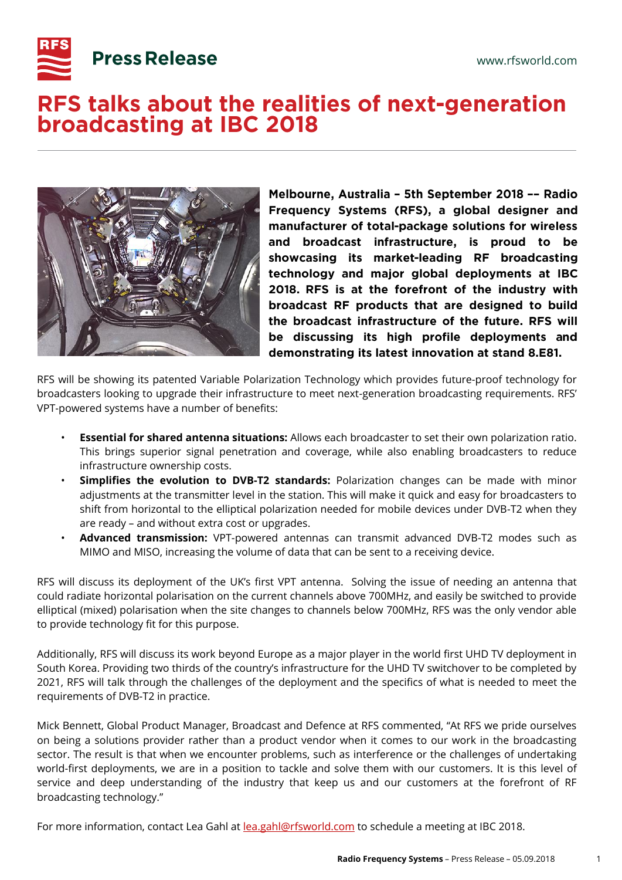Press Release

www.rfsworld.com

# RFS talks about the realities of next-generation broadcasting at IBC 2018

**Melbourne, Australia – 5th September 2018 –– Radio Frequency Systems (RFS), a global designer and manufacturer of total-package solutions for wireless and broadcast infrastructure, is proud to be showcasing its market-leading RF broadcasting technology and major global deployments at IBC 2018. RFS is at the forefront of the industry with broadcast RF products that are designed to build the broadcast infrastructure of the future. RFS will be discussing its high profile deployments and demonstrating its latest innovation at stand 8.E81.**

RFS will be showing its patented Variable Polarization Technology which provides future-proof technology for broadcasters looking to upgrade their infrastructure to meet next-generation broadcasting requirements. RFS' VPT-powered systems have a number of benefits:

- **Essential for shared antenna situations:** Allows each broadcaster to set their own polarization ratio. This brings superior signal penetration and coverage, while also enabling broadcasters to reduce infrastructure ownership costs.
- **Simplifies the evolution to DVB-T2 standards:** Polarization changes can be made with minor adjustments at the transmitter level in the station. This will make it quick and easy for broadcasters to shift from horizontal to the elliptical polarization needed for mobile devices under DVB-T2 when they are ready – and without extra cost or upgrades.
- **Advanced transmission:** VPT-powered antennas can transmit advanced DVB-T2 modes such as MIMO and MISO, increasing the volume of data that can be sent to a receiving device.

RFS will discuss its deployment of the UK's first VPT antenna. Solving the issue of needing an antenna that could radiate horizontal polarisation on the current channels above 700MHz, and easily be switched to provide elliptical (mixed) polarisation when the site changes to channels below 700MHz, RFS was the only vendor able to provide technology fit for this purpose.

Additionally, RFS will discuss its work beyond Europe as a major player in the world first UHD TV deployment in South Korea. Providing two thirds of the country's infrastructure for the UHD TV switchover to be completed by 2021, RFS will talk through the challenges of the deployment and the specifics of what is needed to meet the requirements of DVB-T2 in practice.

Mick Bennett, Global Product Manager, Broadcast and Defence at RFS commented, "At RFS we pride ourselves on being a solutions provider rather than a product vendor when it comes to our work in the broadcasting sector. The result is that when we encounter problems, such as interference or the challenges of undertaking world-first deployments, we are in a position to tackle and solve them with our customers. It is this level of service and deep understanding of the industry that keep us and our customers at the forefront of RF broadcasting technology."

For more information, contact Lea Gahl at lea.gahl@rfsworld.com to schedule a meeting at IBC 2018.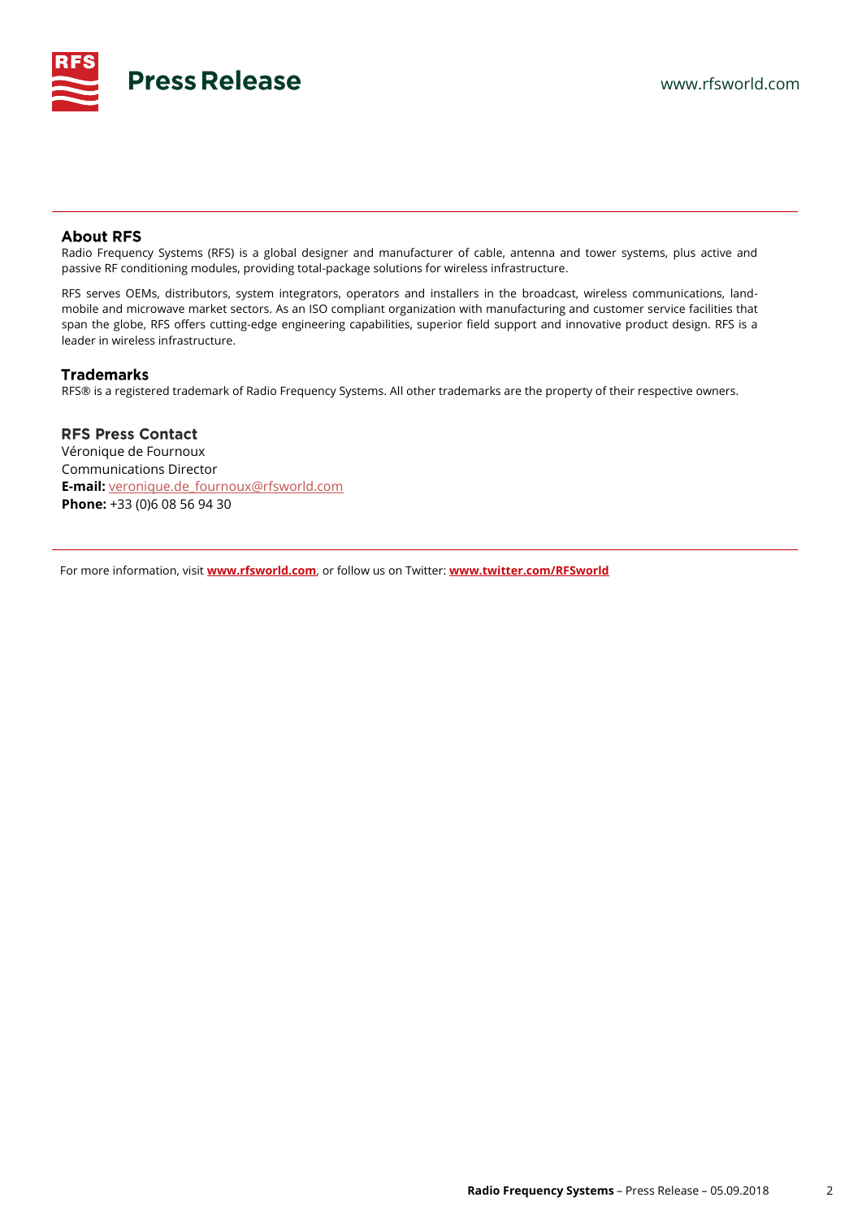## About RFS

Radio Frequency Systems (RFS) is a global designer and manufacturer of cable, antenna and tower systems, plus active and passive RF conditioning modules, providing total-package solutions for wireless infrastructure.

RFS serves OEMs, distributors, system integrators, operators and installers in the broadcast, wireless communications, land-mobile and microwave market sectors. As an ISO compliant organization with manufacturing and customer service facilities that span the globe, RFS offers cutting-edge engineering capabilities, superior field support and innovative product design. RFS is a leader in wireless infrastructure.

## Trademarks

RFS® is a registered trademark of Radio Frequency Systems. All other trademarks are the property of their respective owners.

## RFS Press Contact

Véronique de Fournoux
Communications Director
**E-mail:** veronique.de_fournoux@rfsworld.com
**Phone:** +33 (0)6 08 56 94 30

For more information, visit **www.rfsworld.com**, or follow us on Twitter: **www.twitter.com/RFSworld**